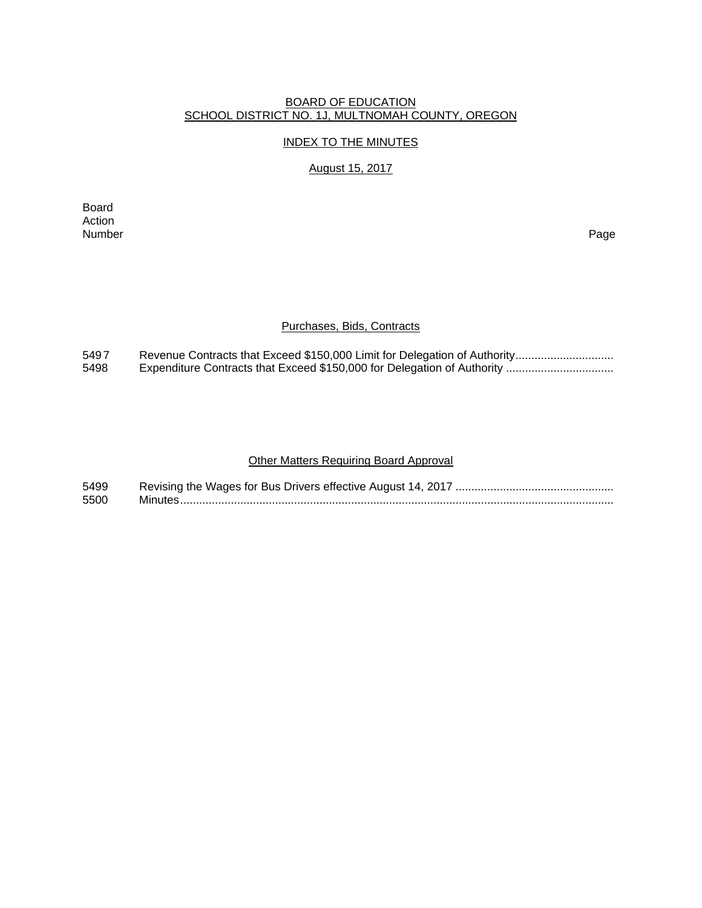BOARD OF EDUCATION
SCHOOL DISTRICT NO. 1J, MULTNOMAH COUNTY, OREGON

INDEX TO THE MINUTES

August 15, 2017

| Board Action Number | | Page |
|---|---|---|

## Purchases, Bids, Contracts

| | | |
|---|---|---|
| 5497 | Revenue Contracts that Exceed $150,000 Limit for Delegation of Authority............................... | |
| 5498 | Expenditure Contracts that Exceed $150,000 for Delegation of Authority .................................. | |

## Other Matters Requiring Board Approval

| | | |
|---|---|---|
| 5499 | Revising the Wages for Bus Drivers effective August 14, 2017 .................................................. | |
| 5500 | Minutes......................................................................................................................................... | |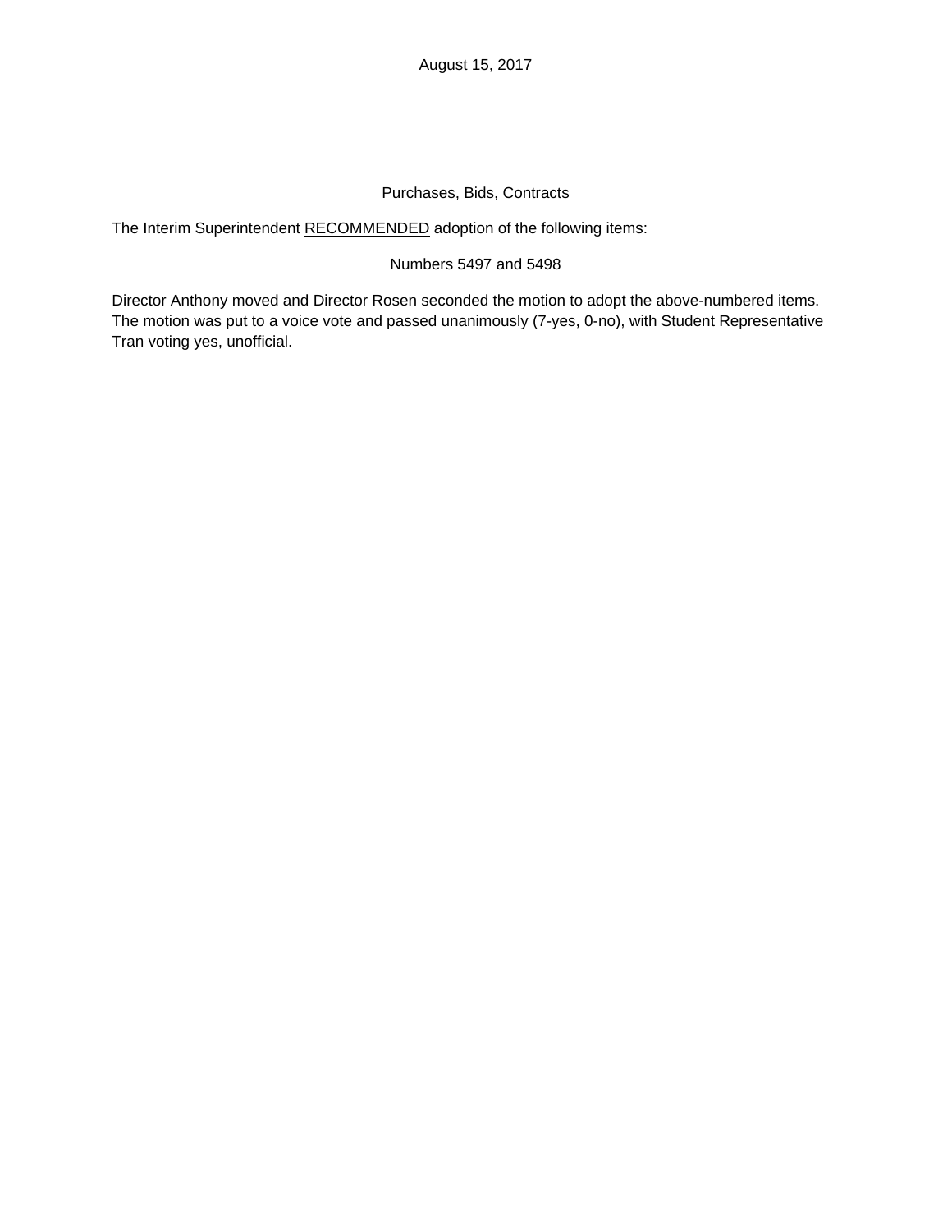August 15, 2017

<u>Purchases, Bids, Contracts</u>

The Interim Superintendent <u>RECOMMENDED</u> adoption of the following items:

Numbers 5497 and 5498

Director Anthony moved and Director Rosen seconded the motion to adopt the above-numbered items. The motion was put to a voice vote and passed unanimously (7-yes, 0-no), with Student Representative Tran voting yes, unofficial.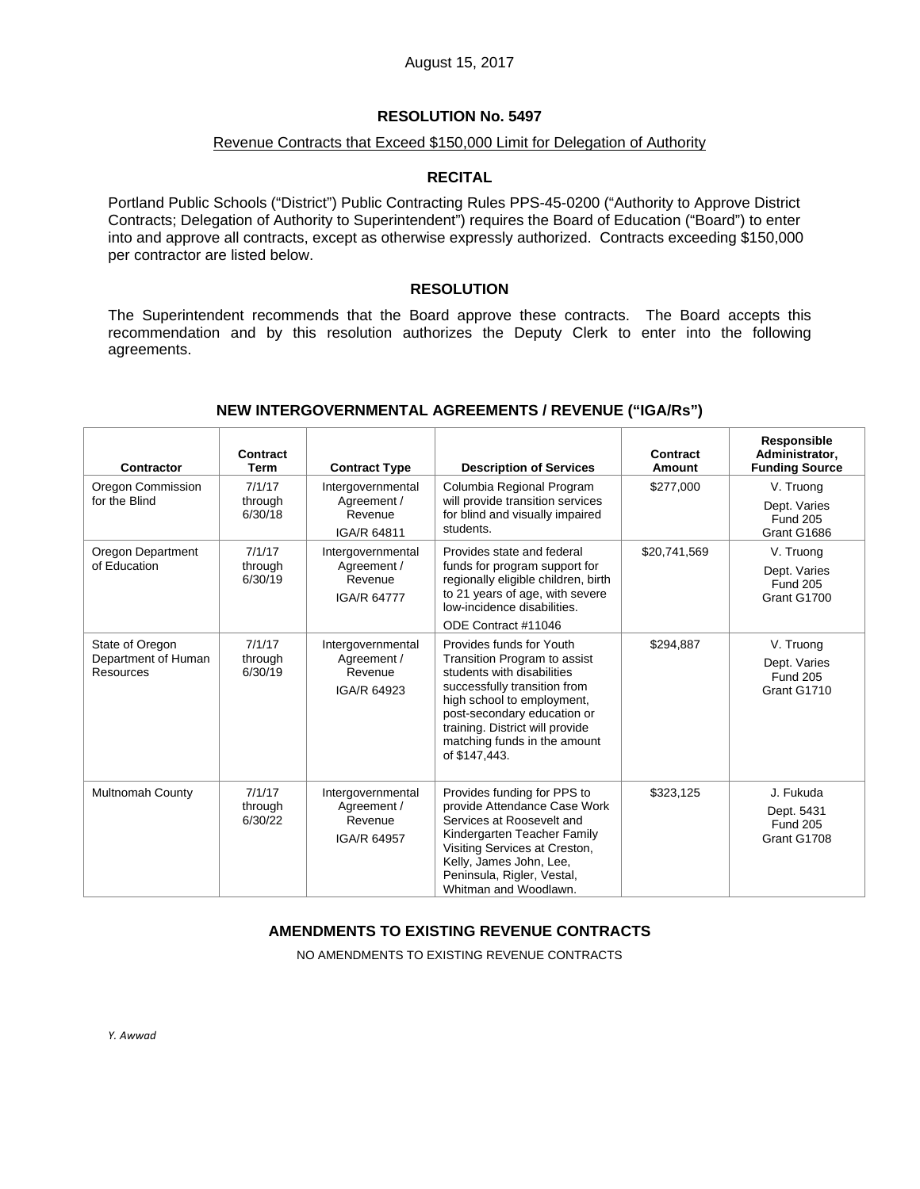August 15, 2017

## RESOLUTION No. 5497

Revenue Contracts that Exceed $150,000 Limit for Delegation of Authority

### RECITAL

Portland Public Schools ("District") Public Contracting Rules PPS-45-0200 ("Authority to Approve District Contracts; Delegation of Authority to Superintendent") requires the Board of Education ("Board") to enter into and approve all contracts, except as otherwise expressly authorized. Contracts exceeding $150,000 per contractor are listed below.

### RESOLUTION

The Superintendent recommends that the Board approve these contracts. The Board accepts this recommendation and by this resolution authorizes the Deputy Clerk to enter into the following agreements.

### NEW INTERGOVERNMENTAL AGREEMENTS / REVENUE ("IGA/Rs")

| Contractor | Contract Term | Contract Type | Description of Services | Contract Amount | Responsible Administrator, Funding Source |
|---|---|---|---|---|---|
| Oregon Commission for the Blind | 7/1/17 through 6/30/18 | Intergovernmental Agreement / Revenue IGA/R 64811 | Columbia Regional Program will provide transition services for blind and visually impaired students. | $277,000 | V. Truong Dept. Varies Fund 205 Grant G1686 |
| Oregon Department of Education | 7/1/17 through 6/30/19 | Intergovernmental Agreement / Revenue IGA/R 64777 | Provides state and federal funds for program support for regionally eligible children, birth to 21 years of age, with severe low-incidence disabilities. ODE Contract #11046 | $20,741,569 | V. Truong Dept. Varies Fund 205 Grant G1700 |
| State of Oregon Department of Human Resources | 7/1/17 through 6/30/19 | Intergovernmental Agreement / Revenue IGA/R 64923 | Provides funds for Youth Transition Program to assist students with disabilities successfully transition from high school to employment, post-secondary education or training. District will provide matching funds in the amount of $147,443. | $294,887 | V. Truong Dept. Varies Fund 205 Grant G1710 |
| Multnomah County | 7/1/17 through 6/30/22 | Intergovernmental Agreement / Revenue IGA/R 64957 | Provides funding for PPS to provide Attendance Case Work Services at Roosevelt and Kindergarten Teacher Family Visiting Services at Creston, Kelly, James John, Lee, Peninsula, Rigler, Vestal, Whitman and Woodlawn. | $323,125 | J. Fukuda Dept. 5431 Fund 205 Grant G1708 |

### AMENDMENTS TO EXISTING REVENUE CONTRACTS

NO AMENDMENTS TO EXISTING REVENUE CONTRACTS

*Y. Awwad*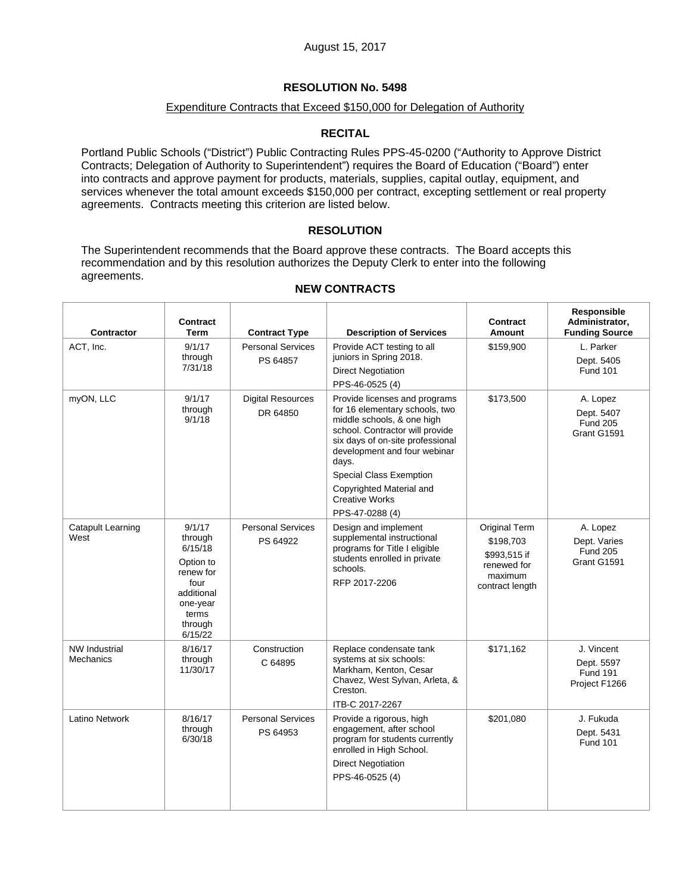August 15, 2017

## RESOLUTION No. 5498

Expenditure Contracts that Exceed $150,000 for Delegation of Authority

### RECITAL

Portland Public Schools ("District") Public Contracting Rules PPS-45-0200 ("Authority to Approve District Contracts; Delegation of Authority to Superintendent") requires the Board of Education ("Board") enter into contracts and approve payment for products, materials, supplies, capital outlay, equipment, and services whenever the total amount exceeds $150,000 per contract, excepting settlement or real property agreements. Contracts meeting this criterion are listed below.

### RESOLUTION

The Superintendent recommends that the Board approve these contracts. The Board accepts this recommendation and by this resolution authorizes the Deputy Clerk to enter into the following agreements.

### NEW CONTRACTS

| Contractor | Contract Term | Contract Type | Description of Services | Contract Amount | Responsible Administrator, Funding Source |
|---|---|---|---|---|---|
| ACT, Inc. | 9/1/17 through 7/31/18 | Personal Services PS 64857 | Provide ACT testing to all juniors in Spring 2018. Direct Negotiation PPS-46-0525 (4) | $159,900 | L. Parker Dept. 5405 Fund 101 |
| myON, LLC | 9/1/17 through 9/1/18 | Digital Resources DR 64850 | Provide licenses and programs for 16 elementary schools, two middle schools, & one high school. Contractor will provide six days of on-site professional development and four webinar days. Special Class Exemption Copyrighted Material and Creative Works PPS-47-0288 (4) | $173,500 | A. Lopez Dept. 5407 Fund 205 Grant G1591 |
| Catapult Learning West | 9/1/17 through 6/15/18 Option to renew for four additional one-year terms through 6/15/22 | Personal Services PS 64922 | Design and implement supplemental instructional programs for Title I eligible students enrolled in private schools. RFP 2017-2206 | Original Term $198,703 $993,515 if renewed for maximum contract length | A. Lopez Dept. Varies Fund 205 Grant G1591 |
| NW Industrial Mechanics | 8/16/17 through 11/30/17 | Construction C 64895 | Replace condensate tank systems at six schools: Markham, Kenton, Cesar Chavez, West Sylvan, Arleta, & Creston. ITB-C 2017-2267 | $171,162 | J. Vincent Dept. 5597 Fund 191 Project F1266 |
| Latino Network | 8/16/17 through 6/30/18 | Personal Services PS 64953 | Provide a rigorous, high engagement, after school program for students currently enrolled in High School. Direct Negotiation PPS-46-0525 (4) | $201,080 | J. Fukuda Dept. 5431 Fund 101 |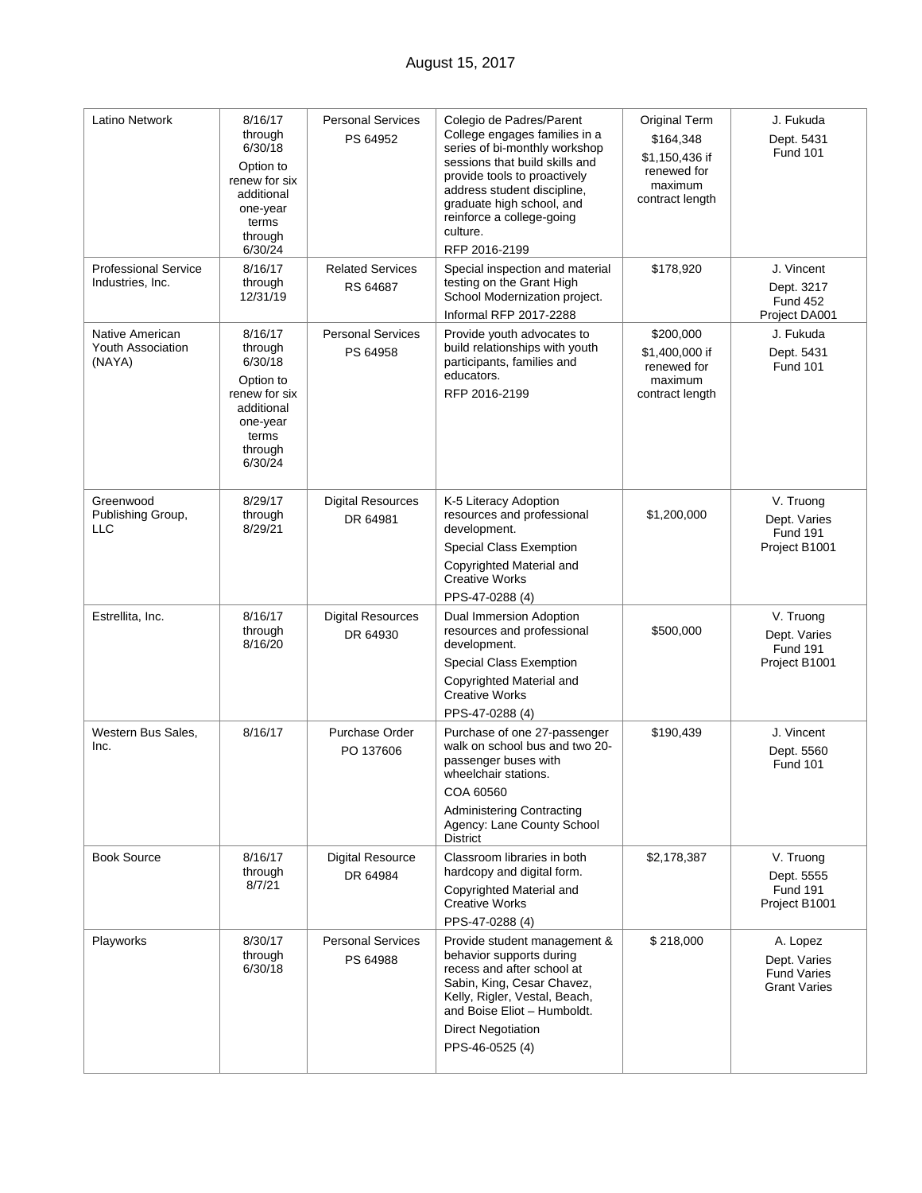August 15, 2017

| | | | | | |
|---|---|---|---|---|---|
| Latino Network | 8/16/17 through 6/30/18 Option to renew for six additional one-year terms through 6/30/24 | Personal Services PS 64952 | Colegio de Padres/Parent College engages families in a series of bi-monthly workshop sessions that build skills and provide tools to proactively address student discipline, graduate high school, and reinforce a college-going culture. RFP 2016-2199 | Original Term $164,348 $1,150,436 if renewed for maximum contract length | J. Fukuda Dept. 5431 Fund 101 |
| Professional Service Industries, Inc. | 8/16/17 through 12/31/19 | Related Services RS 64687 | Special inspection and material testing on the Grant High School Modernization project. Informal RFP 2017-2288 | $178,920 | J. Vincent Dept. 3217 Fund 452 Project DA001 |
| Native American Youth Association (NAYA) | 8/16/17 through 6/30/18 Option to renew for six additional one-year terms through 6/30/24 | Personal Services PS 64958 | Provide youth advocates to build relationships with youth participants, families and educators. RFP 2016-2199 | $200,000 $1,400,000 if renewed for maximum contract length | J. Fukuda Dept. 5431 Fund 101 |
| Greenwood Publishing Group, LLC | 8/29/17 through 8/29/21 | Digital Resources DR 64981 | K-5 Literacy Adoption resources and professional development. Special Class Exemption Copyrighted Material and Creative Works PPS-47-0288 (4) | $1,200,000 | V. Truong Dept. Varies Fund 191 Project B1001 |
| Estrellita, Inc. | 8/16/17 through 8/16/20 | Digital Resources DR 64930 | Dual Immersion Adoption resources and professional development. Special Class Exemption Copyrighted Material and Creative Works PPS-47-0288 (4) | $500,000 | V. Truong Dept. Varies Fund 191 Project B1001 |
| Western Bus Sales, Inc. | 8/16/17 | Purchase Order PO 137606 | Purchase of one 27-passenger walk on school bus and two 20-passenger buses with wheelchair stations. COA 60560 Administering Contracting Agency: Lane County School District | $190,439 | J. Vincent Dept. 5560 Fund 101 |
| Book Source | 8/16/17 through 8/7/21 | Digital Resource DR 64984 | Classroom libraries in both hardcopy and digital form. Copyrighted Material and Creative Works PPS-47-0288 (4) | $2,178,387 | V. Truong Dept. 5555 Fund 191 Project B1001 |
| Playworks | 8/30/17 through 6/30/18 | Personal Services PS 64988 | Provide student management & behavior supports during recess and after school at Sabin, King, Cesar Chavez, Kelly, Rigler, Vestal, Beach, and Boise Eliot – Humboldt. Direct Negotiation PPS-46-0525 (4) | $ 218,000 | A. Lopez Dept. Varies Fund Varies Grant Varies |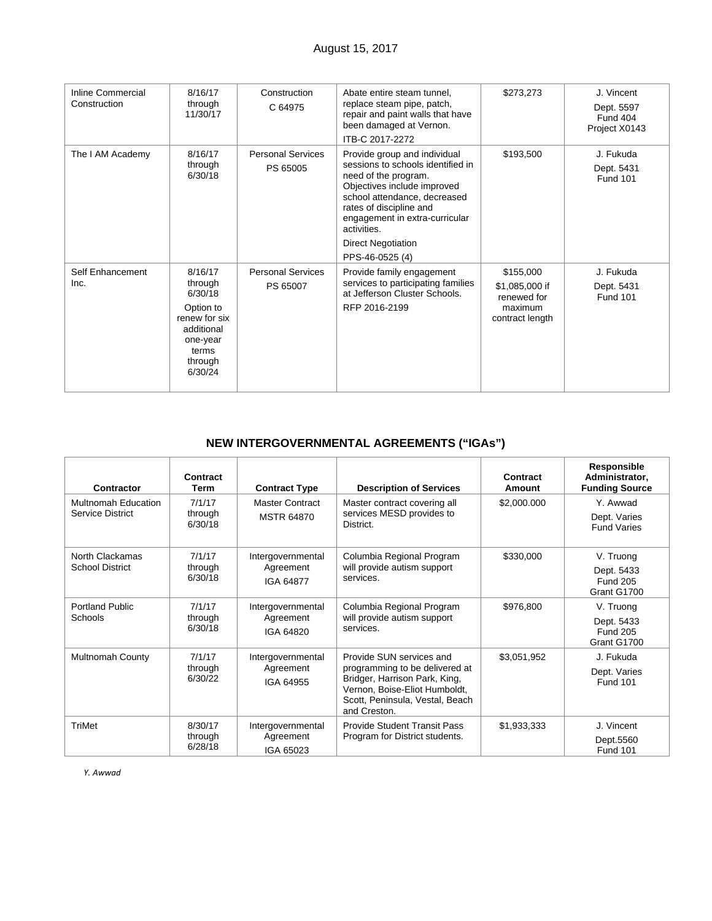| Inline Commercial Construction | 8/16/17 through 11/30/17 | Construction C 64975 | Abate entire steam tunnel, replace steam pipe, patch, repair and paint walls that have been damaged at Vernon. ITB-C 2017-2272 | $273,273 | J. Vincent Dept. 5597 Fund 404 Project X0143 |
|---|---|---|---|---|---|
| The I AM Academy | 8/16/17 through 6/30/18 | Personal Services PS 65005 | Provide group and individual sessions to schools identified in need of the program. Objectives include improved school attendance, decreased rates of discipline and engagement in extra-curricular activities. Direct Negotiation PPS-46-0525 (4) | $193,500 | J. Fukuda Dept. 5431 Fund 101 |
| Self Enhancement Inc. | 8/16/17 through 6/30/18 Option to renew for six additional one-year terms through 6/30/24 | Personal Services PS 65007 | Provide family engagement services to participating families at Jefferson Cluster Schools. RFP 2016-2199 | $155,000 $1,085,000 if renewed for maximum contract length | J. Fukuda Dept. 5431 Fund 101 |

## NEW INTERGOVERNMENTAL AGREEMENTS ("IGAs")

| Contractor | Contract Term | Contract Type | Description of Services | Contract Amount | Responsible Administrator, Funding Source |
|---|---|---|---|---|---|
| Multnomah Education Service District | 7/1/17 through 6/30/18 | Master Contract MSTR 64870 | Master contract covering all services MESD provides to District. | $2,000.000 | Y. Awwad Dept. Varies Fund Varies |
| North Clackamas School District | 7/1/17 through 6/30/18 | Intergovernmental Agreement IGA 64877 | Columbia Regional Program will provide autism support services. | $330,000 | V. Truong Dept. 5433 Fund 205 Grant G1700 |
| Portland Public Schools | 7/1/17 through 6/30/18 | Intergovernmental Agreement IGA 64820 | Columbia Regional Program will provide autism support services. | $976,800 | V. Truong Dept. 5433 Fund 205 Grant G1700 |
| Multnomah County | 7/1/17 through 6/30/22 | Intergovernmental Agreement IGA 64955 | Provide SUN services and programming to be delivered at Bridger, Harrison Park, King, Vernon, Boise-Eliot Humboldt, Scott, Peninsula, Vestal, Beach and Creston. | $3,051,952 | J. Fukuda Dept. Varies Fund 101 |
| TriMet | 8/30/17 through 6/28/18 | Intergovernmental Agreement IGA 65023 | Provide Student Transit Pass Program for District students. | $1,933,333 | J. Vincent Dept.5560 Fund 101 |

*Y. Awwad*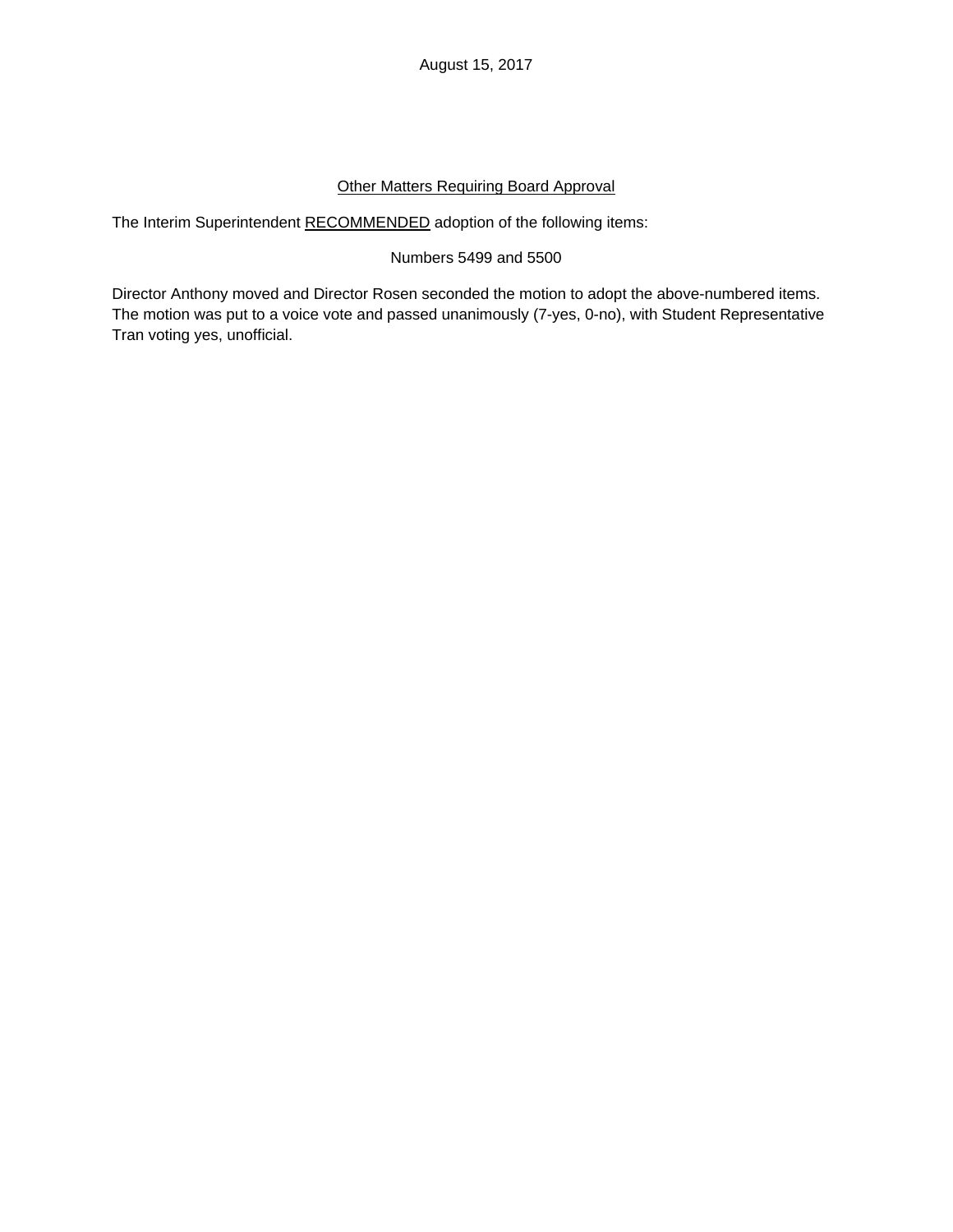August 15, 2017

<u>Other Matters Requiring Board Approval</u>

The Interim Superintendent <u>RECOMMENDED</u> adoption of the following items:

Numbers 5499 and 5500

Director Anthony moved and Director Rosen seconded the motion to adopt the above-numbered items. The motion was put to a voice vote and passed unanimously (7-yes, 0-no), with Student Representative Tran voting yes, unofficial.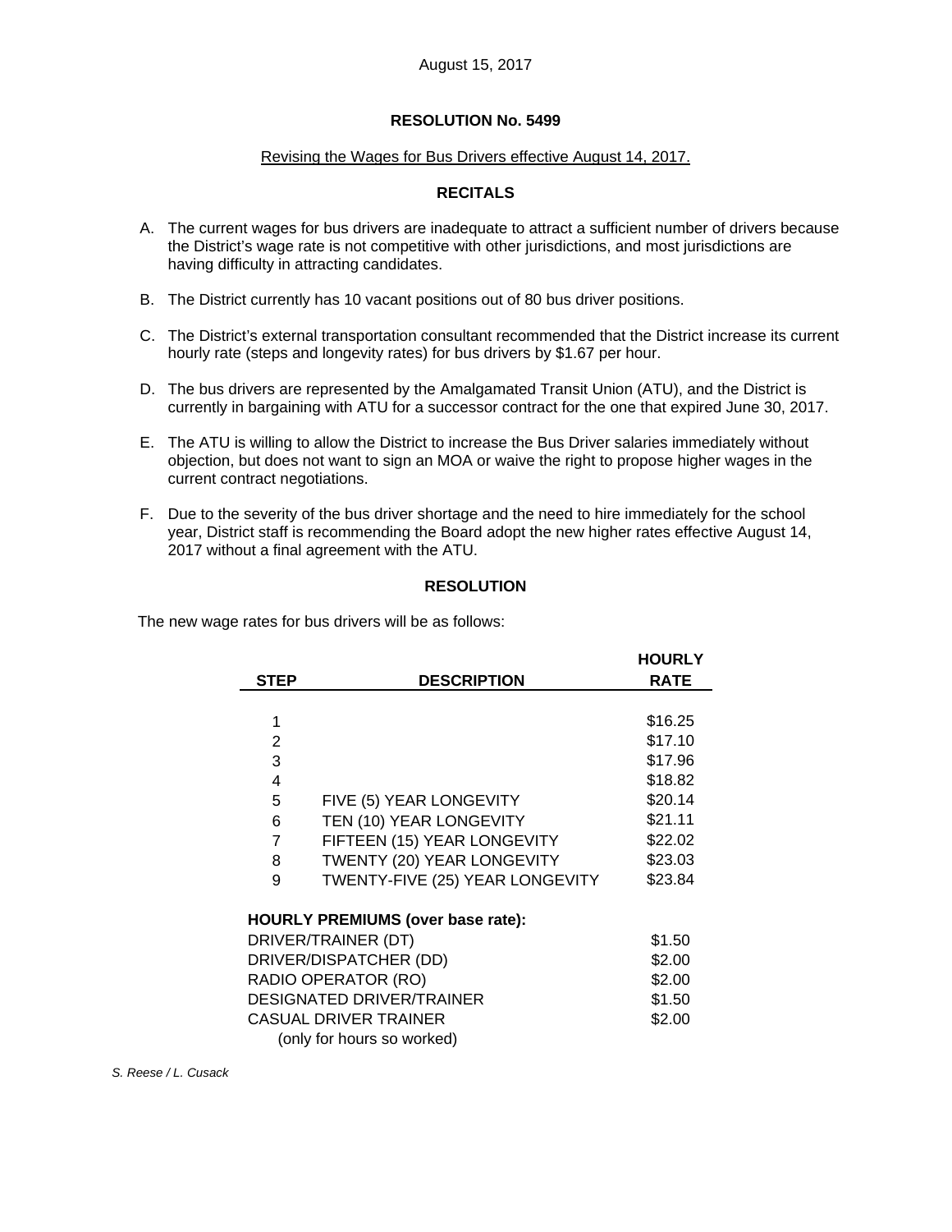August 15, 2017

# RESOLUTION No. 5499

Revising the Wages for Bus Drivers effective August 14, 2017.

## RECITALS

A. The current wages for bus drivers are inadequate to attract a sufficient number of drivers because the District's wage rate is not competitive with other jurisdictions, and most jurisdictions are having difficulty in attracting candidates.

B. The District currently has 10 vacant positions out of 80 bus driver positions.

C. The District's external transportation consultant recommended that the District increase its current hourly rate (steps and longevity rates) for bus drivers by $1.67 per hour.

D. The bus drivers are represented by the Amalgamated Transit Union (ATU), and the District is currently in bargaining with ATU for a successor contract for the one that expired June 30, 2017.

E. The ATU is willing to allow the District to increase the Bus Driver salaries immediately without objection, but does not want to sign an MOA or waive the right to propose higher wages in the current contract negotiations.

F. Due to the severity of the bus driver shortage and the need to hire immediately for the school year, District staff is recommending the Board adopt the new higher rates effective August 14, 2017 without a final agreement with the ATU.

## RESOLUTION

The new wage rates for bus drivers will be as follows:

| STEP | DESCRIPTION | HOURLY RATE |
|---|---|---|
| 1 | | $16.25 |
| 2 | | $17.10 |
| 3 | | $17.96 |
| 4 | | $18.82 |
| 5 | FIVE (5) YEAR LONGEVITY | $20.14 |
| 6 | TEN (10) YEAR LONGEVITY | $21.11 |
| 7 | FIFTEEN (15) YEAR LONGEVITY | $22.02 |
| 8 | TWENTY (20) YEAR LONGEVITY | $23.03 |
| 9 | TWENTY-FIVE (25) YEAR LONGEVITY | $23.84 |

**HOURLY PREMIUMS (over base rate):**

| Premium | Rate |
|---|---|
| DRIVER/TRAINER (DT) | $1.50 |
| DRIVER/DISPATCHER (DD) | $2.00 |
| RADIO OPERATOR (RO) | $2.00 |
| DESIGNATED DRIVER/TRAINER | $1.50 |
| CASUAL DRIVER TRAINER (only for hours so worked) | $2.00 |

*S. Reese / L. Cusack*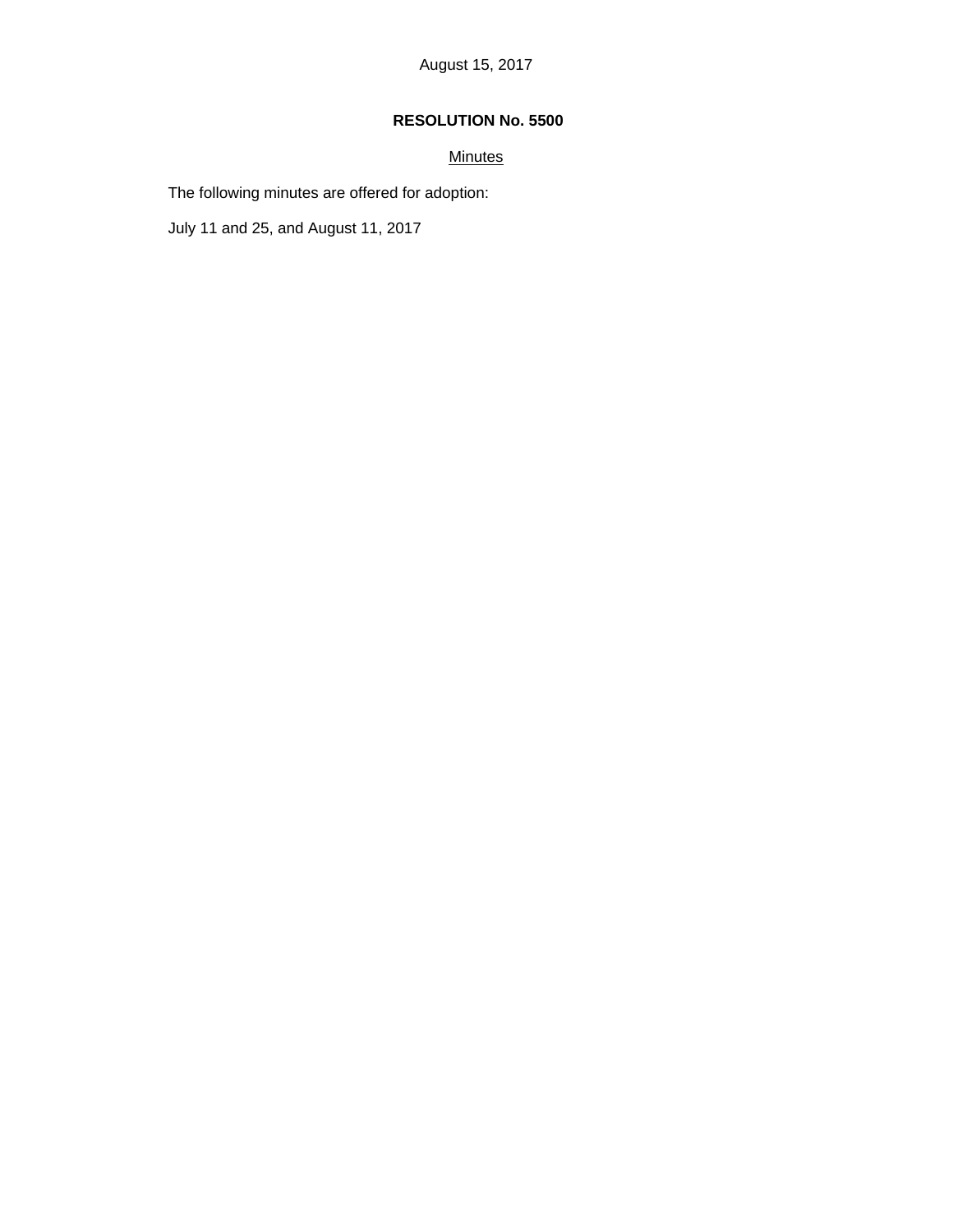August 15, 2017

## RESOLUTION No. 5500

Minutes

The following minutes are offered for adoption:

July 11 and 25, and August 11, 2017